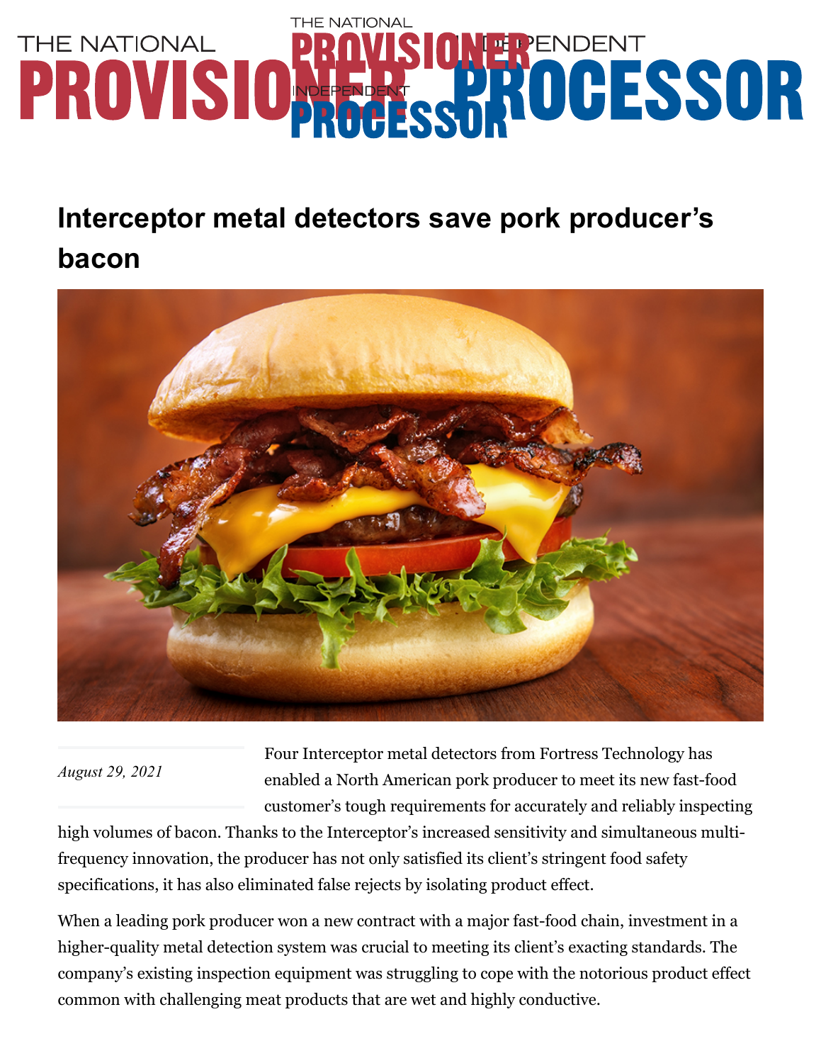# Interceptor metal detectors save pork producer's bacon

*August 29, 2021*

Four Interceptor metal detectors from Fortress Technology has enabled a North American pork producer to meet its new fast-food customer's tough requirements for accurately and reliably inspecting high volumes of bacon. Thanks to the Interceptor's increased sensitivity and simultaneous multi-frequency innovation, the producer has not only satisfied its client's stringent food safety specifications, it has also eliminated false rejects by isolating product effect.

When a leading pork producer won a new contract with a major fast-food chain, investment in a higher-quality metal detection system was crucial to meeting its client's exacting standards. The company's existing inspection equipment was struggling to cope with the notorious product effect common with challenging meat products that are wet and highly conductive.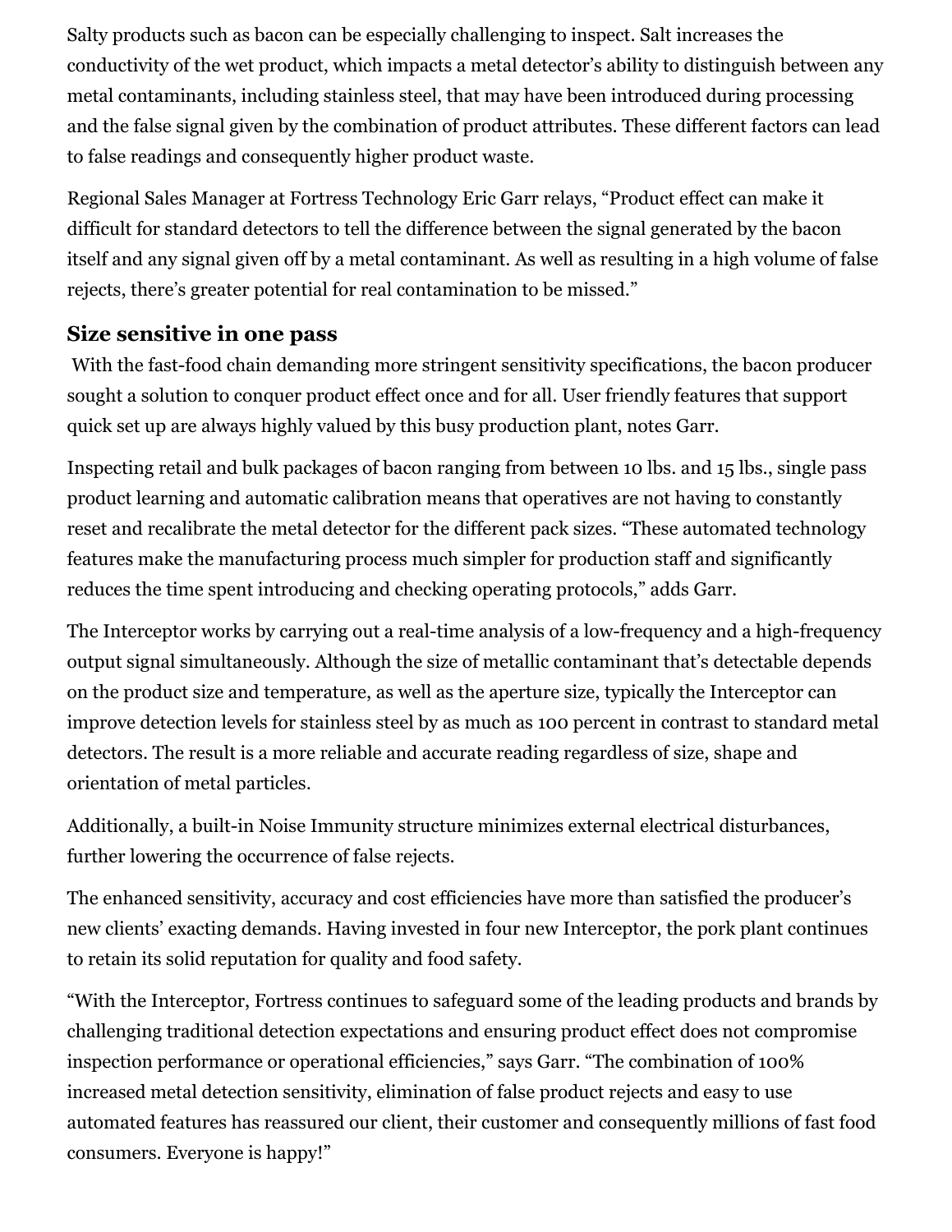Salty products such as bacon can be especially challenging to inspect. Salt increases the conductivity of the wet product, which impacts a metal detector's ability to distinguish between any metal contaminants, including stainless steel, that may have been introduced during processing and the false signal given by the combination of product attributes. These different factors can lead to false readings and consequently higher product waste.

Regional Sales Manager at Fortress Technology Eric Garr relays, "Product effect can make it difficult for standard detectors to tell the difference between the signal generated by the bacon itself and any signal given off by a metal contaminant. As well as resulting in a high volume of false rejects, there's greater potential for real contamination to be missed."

### Size sensitive in one pass

With the fast-food chain demanding more stringent sensitivity specifications, the bacon producer sought a solution to conquer product effect once and for all. User friendly features that support quick set up are always highly valued by this busy production plant, notes Garr.

Inspecting retail and bulk packages of bacon ranging from between 10 lbs. and 15 lbs., single pass product learning and automatic calibration means that operatives are not having to constantly reset and recalibrate the metal detector for the different pack sizes. "These automated technology features make the manufacturing process much simpler for production staff and significantly reduces the time spent introducing and checking operating protocols," adds Garr.

The Interceptor works by carrying out a real-time analysis of a low-frequency and a high-frequency output signal simultaneously. Although the size of metallic contaminant that's detectable depends on the product size and temperature, as well as the aperture size, typically the Interceptor can improve detection levels for stainless steel by as much as 100 percent in contrast to standard metal detectors. The result is a more reliable and accurate reading regardless of size, shape and orientation of metal particles.

Additionally, a built-in Noise Immunity structure minimizes external electrical disturbances, further lowering the occurrence of false rejects.

The enhanced sensitivity, accuracy and cost efficiencies have more than satisfied the producer's new clients' exacting demands. Having invested in four new Interceptor, the pork plant continues to retain its solid reputation for quality and food safety.

"With the Interceptor, Fortress continues to safeguard some of the leading products and brands by challenging traditional detection expectations and ensuring product effect does not compromise inspection performance or operational efficiencies," says Garr. "The combination of 100% increased metal detection sensitivity, elimination of false product rejects and easy to use automated features has reassured our client, their customer and consequently millions of fast food consumers. Everyone is happy!"